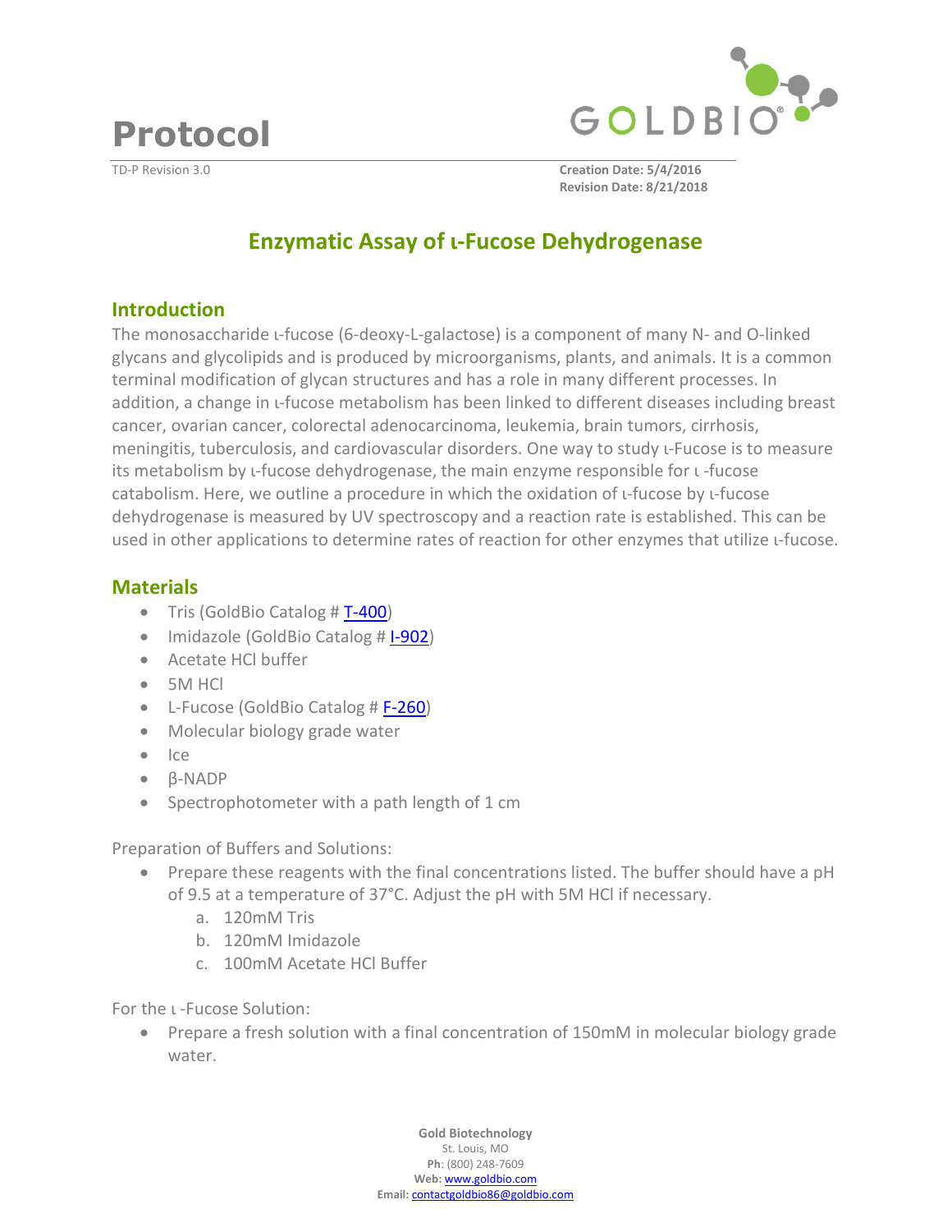# Protocol

TD-P Revision 3.0

**Creation Date: 5/4/2016**
**Revision Date: 8/21/2018**

## Enzymatic Assay of ʟ-Fucose Dehydrogenase

### Introduction

The monosaccharide ʟ-fucose (6-deoxy-L-galactose) is a component of many N- and O-linked glycans and glycolipids and is produced by microorganisms, plants, and animals. It is a common terminal modification of glycan structures and has a role in many different processes. In addition, a change in ʟ-fucose metabolism has been linked to different diseases including breast cancer, ovarian cancer, colorectal adenocarcinoma, leukemia, brain tumors, cirrhosis, meningitis, tuberculosis, and cardiovascular disorders. One way to study ʟ-Fucose is to measure its metabolism by ʟ-fucose dehydrogenase, the main enzyme responsible for ʟ -fucose catabolism. Here, we outline a procedure in which the oxidation of ʟ-fucose by ʟ-fucose dehydrogenase is measured by UV spectroscopy and a reaction rate is established. This can be used in other applications to determine rates of reaction for other enzymes that utilize ʟ-fucose.

### Materials

- Tris (GoldBio Catalog # T-400)
- Imidazole (GoldBio Catalog # I-902)
- Acetate HCl buffer
- 5M HCl
- L-Fucose (GoldBio Catalog # F-260)
- Molecular biology grade water
- Ice
- β-NADP
- Spectrophotometer with a path length of 1 cm

Preparation of Buffers and Solutions:

- Prepare these reagents with the final concentrations listed. The buffer should have a pH of 9.5 at a temperature of 37°C. Adjust the pH with 5M HCl if necessary.
  a. 120mM Tris
  b. 120mM Imidazole
  c. 100mM Acetate HCl Buffer

For the ʟ -Fucose Solution:

- Prepare a fresh solution with a final concentration of 150mM in molecular biology grade water.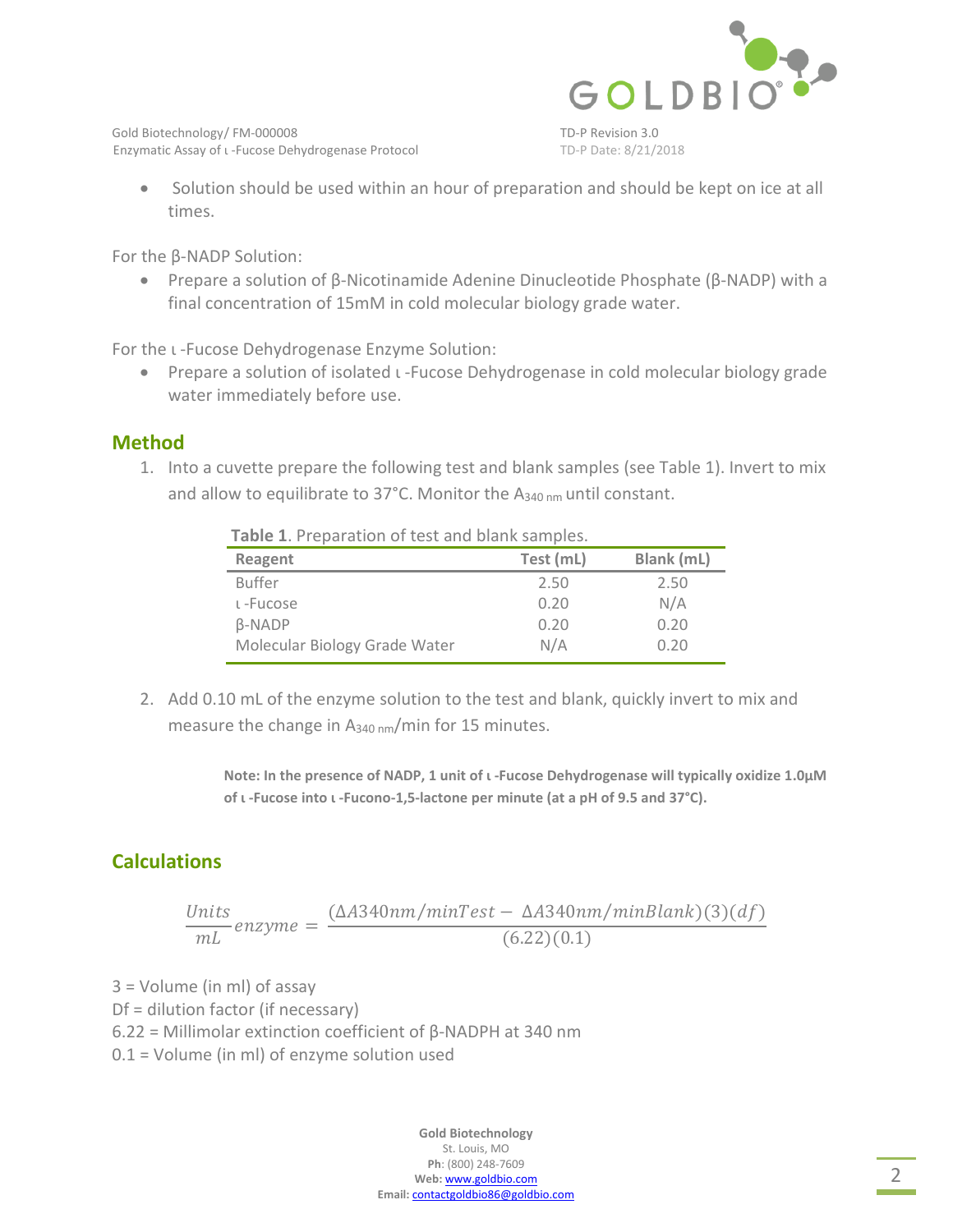- Solution should be used within an hour of preparation and should be kept on ice at all times.

For the β-NADP Solution:

- Prepare a solution of β-Nicotinamide Adenine Dinucleotide Phosphate (β-NADP) with a final concentration of 15mM in cold molecular biology grade water.

For the ι -Fucose Dehydrogenase Enzyme Solution:

- Prepare a solution of isolated ι -Fucose Dehydrogenase in cold molecular biology grade water immediately before use.

## Method

1. Into a cuvette prepare the following test and blank samples (see Table 1). Invert to mix and allow to equilibrate to 37°C. Monitor the $A_{340\text{ nm}}$ until constant.

**Table 1**. Preparation of test and blank samples.

| Reagent | Test (mL) | Blank (mL) |
|---|---|---|
| Buffer | 2.50 | 2.50 |
| ι -Fucose | 0.20 | N/A |
| β-NADP | 0.20 | 0.20 |
| Molecular Biology Grade Water | N/A | 0.20 |

2. Add 0.10 mL of the enzyme solution to the test and blank, quickly invert to mix and measure the change in $A_{340\text{ nm}}$/min for 15 minutes.

**Note: In the presence of NADP, 1 unit of ι -Fucose Dehydrogenase will typically oxidize 1.0µM of ι -Fucose into ι -Fucono-1,5-lactone per minute (at a pH of 9.5 and 37°C).**

## Calculations

$$\frac{Units}{mL}enzyme = \frac{(\Delta A340nm/minTest - \Delta A340nm/minBlank)(3)(df)}{(6.22)(0.1)}$$

3 = Volume (in ml) of assay
Df = dilution factor (if necessary)
6.22 = Millimolar extinction coefficient of β-NADPH at 340 nm
0.1 = Volume (in ml) of enzyme solution used

**Gold Biotechnology**
St. Louis, MO
**Ph**: (800) 248-7609
**Web:** www.goldbio.com
**Email:** contactgoldbio86@goldbio.com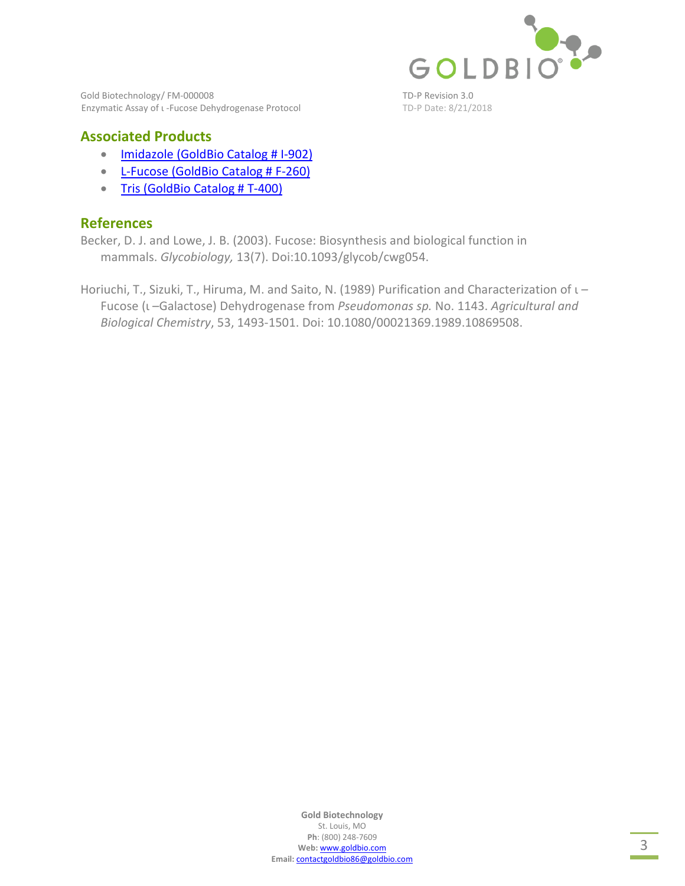## Associated Products

- [Imidazole (GoldBio Catalog # I-902)]
- [L-Fucose (GoldBio Catalog # F-260)]
- [Tris (GoldBio Catalog # T-400)]

## References

Becker, D. J. and Lowe, J. B. (2003). Fucose: Biosynthesis and biological function in mammals. *Glycobiology,* 13(7). Doi:10.1093/glycob/cwg054.

Horiuchi, T., Sizuki, T., Hiruma, M. and Saito, N. (1989) Purification and Characterization of ʟ–Fucose (ʟ–Galactose) Dehydrogenase from *Pseudomonas sp.* No. 1143. *Agricultural and Biological Chemistry*, 53, 1493-1501. Doi: 10.1080/00021369.1989.10869508.

**Gold Biotechnology**
St. Louis, MO
**Ph**: (800) 248-7609
**Web:** www.goldbio.com
**Email:** contactgoldbio86@goldbio.com